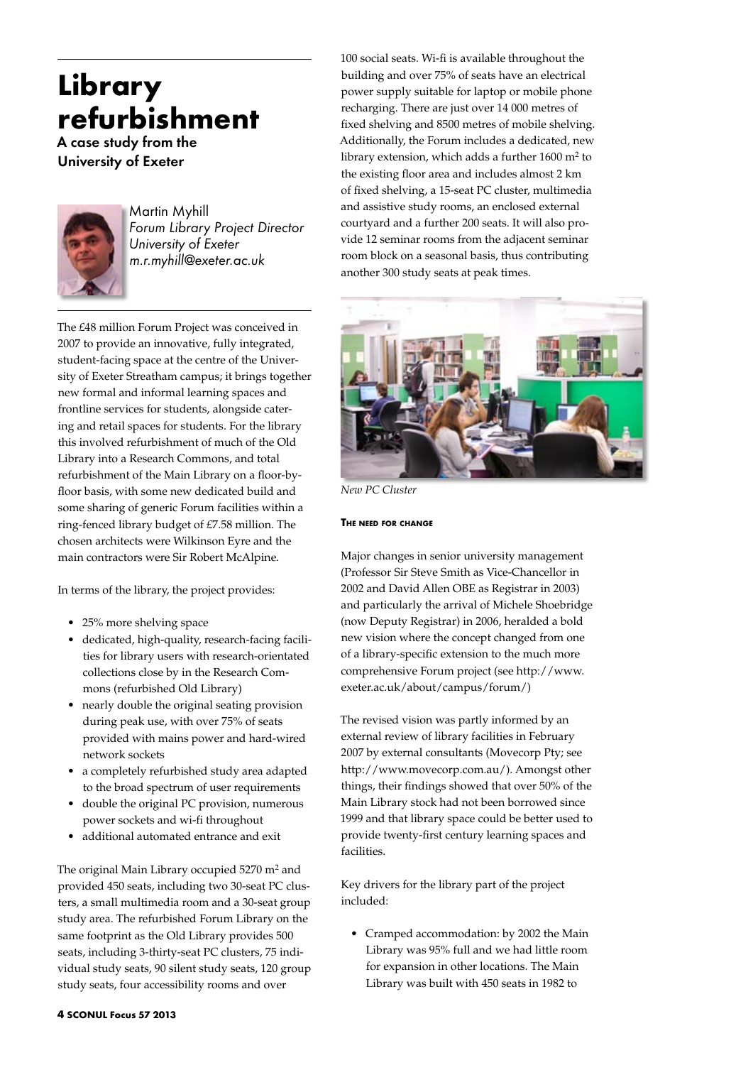# Library refurbishment

## A case study from the University of Exeter

Martin Myhill
*Forum Library Project Director*
*University of Exeter*
*m.r.myhill@exeter.ac.uk*

The £48 million Forum Project was conceived in 2007 to provide an innovative, fully integrated, student-facing space at the centre of the University of Exeter Streatham campus; it brings together new formal and informal learning spaces and frontline services for students, alongside catering and retail spaces for students. For the library this involved refurbishment of much of the Old Library into a Research Commons, and total refurbishment of the Main Library on a floor-by-floor basis, with some new dedicated build and some sharing of generic Forum facilities within a ring-fenced library budget of £7.58 million. The chosen architects were Wilkinson Eyre and the main contractors were Sir Robert McAlpine.

In terms of the library, the project provides:

- 25% more shelving space
- dedicated, high-quality, research-facing facilities for library users with research-orientated collections close by in the Research Commons (refurbished Old Library)
- nearly double the original seating provision during peak use, with over 75% of seats provided with mains power and hard-wired network sockets
- a completely refurbished study area adapted to the broad spectrum of user requirements
- double the original PC provision, numerous power sockets and wi-fi throughout
- additional automated entrance and exit

The original Main Library occupied 5270 m$^2$ and provided 450 seats, including two 30-seat PC clusters, a small multimedia room and a 30-seat group study area. The refurbished Forum Library on the same footprint as the Old Library provides 500 seats, including 3-thirty-seat PC clusters, 75 individual study seats, 90 silent study seats, 120 group study seats, four accessibility rooms and over 100 social seats. Wi-fi is available throughout the building and over 75% of seats have an electrical power supply suitable for laptop or mobile phone recharging. There are just over 14 000 metres of fixed shelving and 8500 metres of mobile shelving. Additionally, the Forum includes a dedicated, new library extension, which adds a further 1600 m$^2$ to the existing floor area and includes almost 2 km of fixed shelving, a 15-seat PC cluster, multimedia and assistive study rooms, an enclosed external courtyard and a further 200 seats. It will also provide 12 seminar rooms from the adjacent seminar room block on a seasonal basis, thus contributing another 300 study seats at peak times.

*New PC Cluster*

### The need for change

Major changes in senior university management (Professor Sir Steve Smith as Vice-Chancellor in 2002 and David Allen OBE as Registrar in 2003) and particularly the arrival of Michele Shoebridge (now Deputy Registrar) in 2006, heralded a bold new vision where the concept changed from one of a library-specific extension to the much more comprehensive Forum project (see http://www.exeter.ac.uk/about/campus/forum/)

The revised vision was partly informed by an external review of library facilities in February 2007 by external consultants (Movecorp Pty; see http://www.movecorp.com.au/). Amongst other things, their findings showed that over 50% of the Main Library stock had not been borrowed since 1999 and that library space could be better used to provide twenty-first century learning spaces and facilities.

Key drivers for the library part of the project included:

- Cramped accommodation: by 2002 the Main Library was 95% full and we had little room for expansion in other locations. The Main Library was built with 450 seats in 1982 to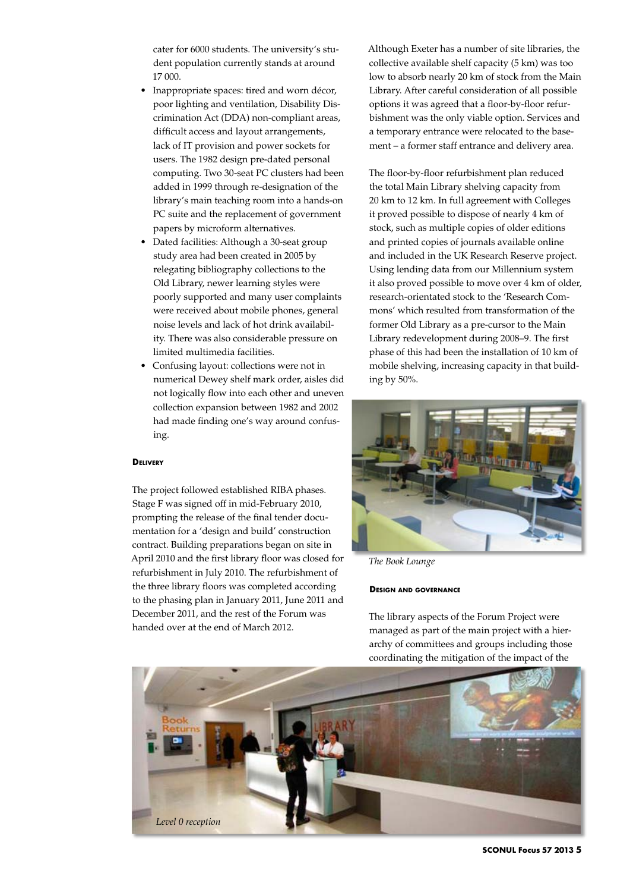cater for 6000 students. The university's student population currently stands at around 17 000.

- Inappropriate spaces: tired and worn décor, poor lighting and ventilation, Disability Discrimination Act (DDA) non-compliant areas, difficult access and layout arrangements, lack of IT provision and power sockets for users. The 1982 design pre-dated personal computing. Two 30-seat PC clusters had been added in 1999 through re-designation of the library's main teaching room into a hands-on PC suite and the replacement of government papers by microform alternatives.
- Dated facilities: Although a 30-seat group study area had been created in 2005 by relegating bibliography collections to the Old Library, newer learning styles were poorly supported and many user complaints were received about mobile phones, general noise levels and lack of hot drink availability. There was also considerable pressure on limited multimedia facilities.
- Confusing layout: collections were not in numerical Dewey shelf mark order, aisles did not logically flow into each other and uneven collection expansion between 1982 and 2002 had made finding one's way around confusing.

#### Delivery

The project followed established RIBA phases. Stage F was signed off in mid-February 2010, prompting the release of the final tender documentation for a 'design and build' construction contract. Building preparations began on site in April 2010 and the first library floor was closed for refurbishment in July 2010. The refurbishment of the three library floors was completed according to the phasing plan in January 2011, June 2011 and December 2011, and the rest of the Forum was handed over at the end of March 2012.

Although Exeter has a number of site libraries, the collective available shelf capacity (5 km) was too low to absorb nearly 20 km of stock from the Main Library. After careful consideration of all possible options it was agreed that a floor-by-floor refurbishment was the only viable option. Services and a temporary entrance were relocated to the basement – a former staff entrance and delivery area.

The floor-by-floor refurbishment plan reduced the total Main Library shelving capacity from 20 km to 12 km. In full agreement with Colleges it proved possible to dispose of nearly 4 km of stock, such as multiple copies of older editions and printed copies of journals available online and included in the UK Research Reserve project. Using lending data from our Millennium system it also proved possible to move over 4 km of older, research-orientated stock to the 'Research Commons' which resulted from transformation of the former Old Library as a pre-cursor to the Main Library redevelopment during 2008–9. The first phase of this had been the installation of 10 km of mobile shelving, increasing capacity in that building by 50%.

*The Book Lounge*

#### Design and governance

The library aspects of the Forum Project were managed as part of the main project with a hierarchy of committees and groups including those coordinating the mitigation of the impact of the

*Level 0 reception*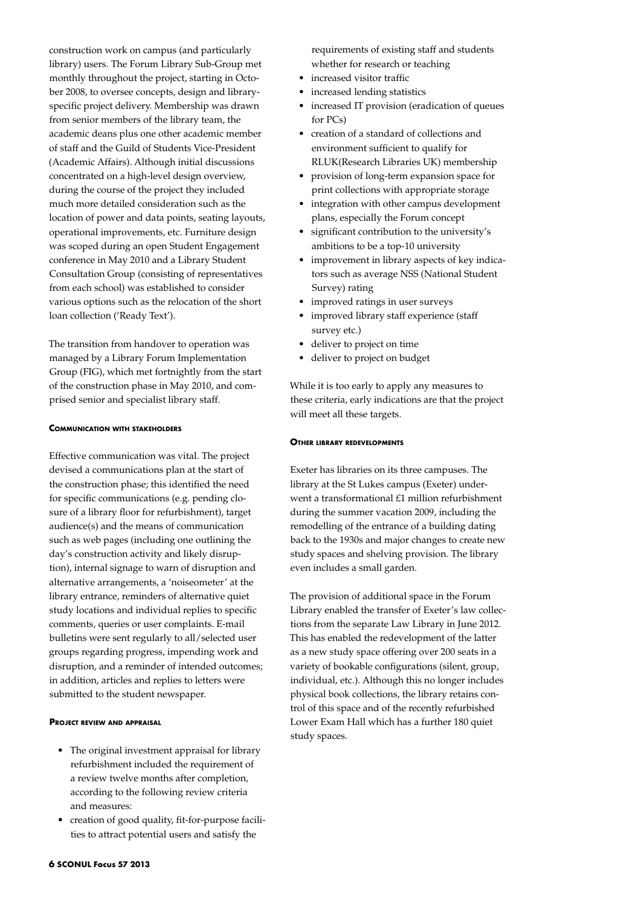construction work on campus (and particularly library) users. The Forum Library Sub-Group met monthly throughout the project, starting in October 2008, to oversee concepts, design and library-specific project delivery. Membership was drawn from senior members of the library team, the academic deans plus one other academic member of staff and the Guild of Students Vice-President (Academic Affairs). Although initial discussions concentrated on a high-level design overview, during the course of the project they included much more detailed consideration such as the location of power and data points, seating layouts, operational improvements, etc. Furniture design was scoped during an open Student Engagement conference in May 2010 and a Library Student Consultation Group (consisting of representatives from each school) was established to consider various options such as the relocation of the short loan collection ('Ready Text').

The transition from handover to operation was managed by a Library Forum Implementation Group (FIG), which met fortnightly from the start of the construction phase in May 2010, and comprised senior and specialist library staff.

#### Communication with stakeholders

Effective communication was vital. The project devised a communications plan at the start of the construction phase; this identified the need for specific communications (e.g. pending closure of a library floor for refurbishment), target audience(s) and the means of communication such as web pages (including one outlining the day's construction activity and likely disruption), internal signage to warn of disruption and alternative arrangements, a 'noiseometer' at the library entrance, reminders of alternative quiet study locations and individual replies to specific comments, queries or user complaints. E-mail bulletins were sent regularly to all/selected user groups regarding progress, impending work and disruption, and a reminder of intended outcomes; in addition, articles and replies to letters were submitted to the student newspaper.

#### Project review and appraisal

- The original investment appraisal for library refurbishment included the requirement of a review twelve months after completion, according to the following review criteria and measures:
- creation of good quality, fit-for-purpose facilities to attract potential users and satisfy the requirements of existing staff and students whether for research or teaching
- increased visitor traffic
- increased lending statistics
- increased IT provision (eradication of queues for PCs)
- creation of a standard of collections and environment sufficient to qualify for RLUK(Research Libraries UK) membership
- provision of long-term expansion space for print collections with appropriate storage
- integration with other campus development plans, especially the Forum concept
- significant contribution to the university's ambitions to be a top-10 university
- improvement in library aspects of key indicators such as average NSS (National Student Survey) rating
- improved ratings in user surveys
- improved library staff experience (staff survey etc.)
- deliver to project on time
- deliver to project on budget

While it is too early to apply any measures to these criteria, early indications are that the project will meet all these targets.

#### Other library redevelopments

Exeter has libraries on its three campuses. The library at the St Lukes campus (Exeter) underwent a transformational £1 million refurbishment during the summer vacation 2009, including the remodelling of the entrance of a building dating back to the 1930s and major changes to create new study spaces and shelving provision. The library even includes a small garden.

The provision of additional space in the Forum Library enabled the transfer of Exeter's law collections from the separate Law Library in June 2012. This has enabled the redevelopment of the latter as a new study space offering over 200 seats in a variety of bookable configurations (silent, group, individual, etc.). Although this no longer includes physical book collections, the library retains control of this space and of the recently refurbished Lower Exam Hall which has a further 180 quiet study spaces.